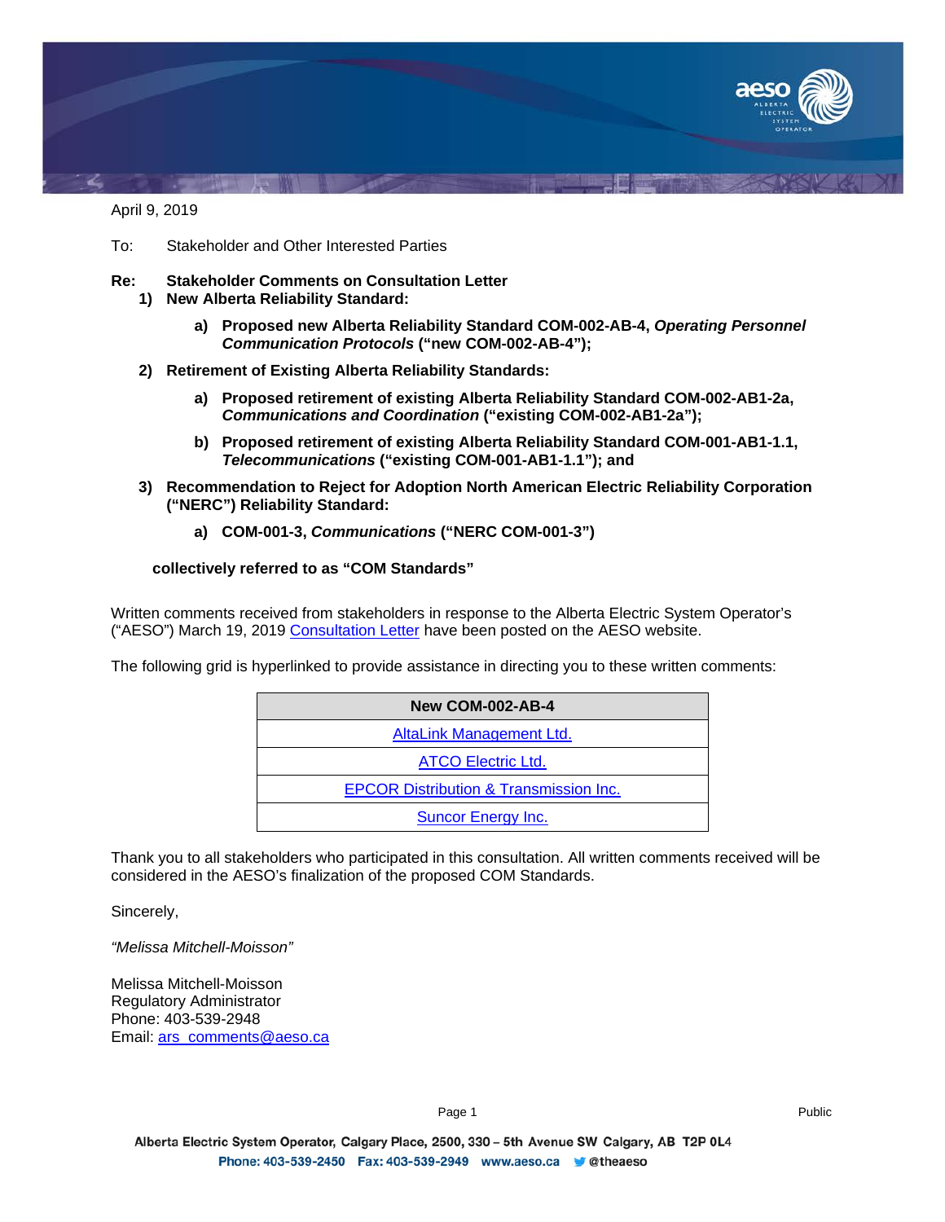April 9, 2019

To: Stakeholder and Other Interested Parties

**Re: Stakeholder Comments on Consultation Letter**

**1) New Alberta Reliability Standard:**

**a) Proposed new Alberta Reliability Standard COM-002-AB-4, *Operating Personnel Communication Protocols* ("new COM-002-AB-4");**

**2) Retirement of Existing Alberta Reliability Standards:**

**a) Proposed retirement of existing Alberta Reliability Standard COM-002-AB1-2a, *Communications and Coordination* ("existing COM-002-AB1-2a");**

**b) Proposed retirement of existing Alberta Reliability Standard COM-001-AB1-1.1, *Telecommunications* ("existing COM-001-AB1-1.1"); and**

**3) Recommendation to Reject for Adoption North American Electric Reliability Corporation ("NERC") Reliability Standard:**

**a) COM-001-3, *Communications* ("NERC COM-001-3")**

**collectively referred to as "COM Standards"**

Written comments received from stakeholders in response to the Alberta Electric System Operator's ("AESO") March 19, 2019 Consultation Letter have been posted on the AESO website.

The following grid is hyperlinked to provide assistance in directing you to these written comments:

| New COM-002-AB-4 |
|---|
| AltaLink Management Ltd. |
| ATCO Electric Ltd. |
| EPCOR Distribution & Transmission Inc. |
| Suncor Energy Inc. |

Thank you to all stakeholders who participated in this consultation. All written comments received will be considered in the AESO's finalization of the proposed COM Standards.

Sincerely,

*"Melissa Mitchell-Moisson"*

Melissa Mitchell-Moisson
Regulatory Administrator
Phone: 403-539-2948
Email: ars_comments@aeso.ca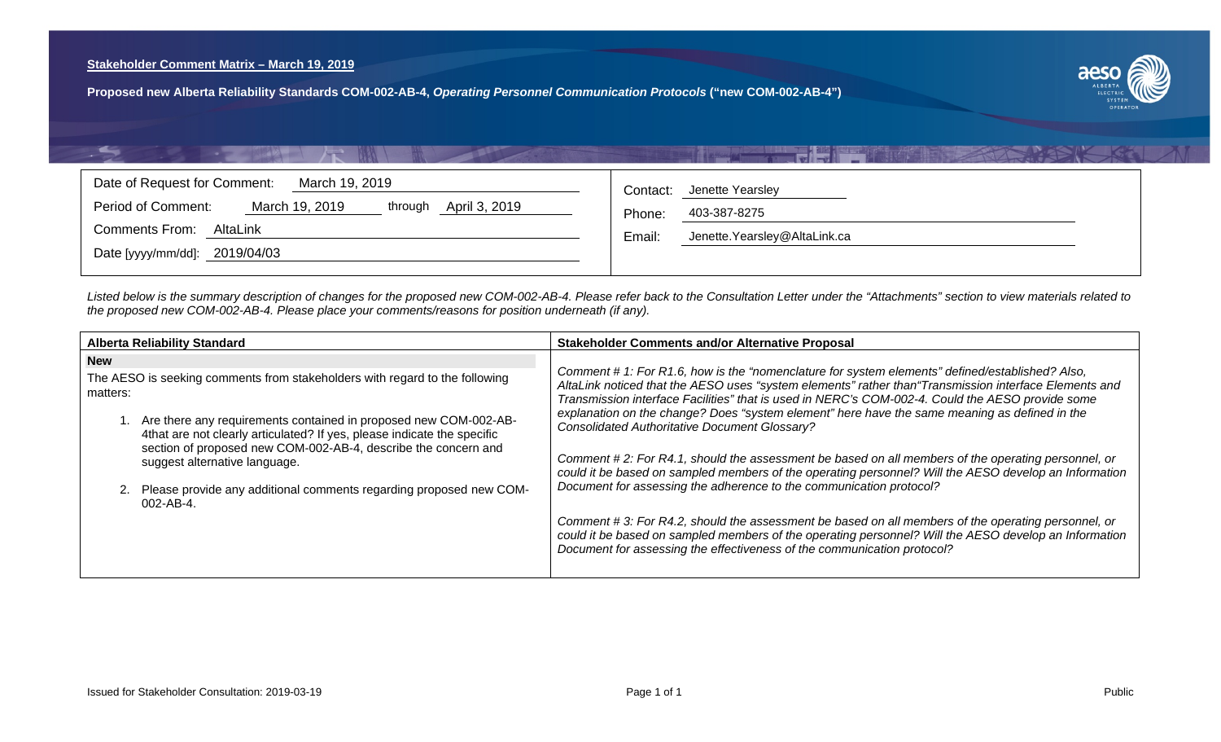**Stakeholder Comment Matrix – March 19, 2019**

**Proposed new Alberta Reliability Standards COM-002-AB-4, *Operating Personnel Communication Protocols* ("new COM-002-AB-4")**

| | |
|---|---|
| Date of Request for Comment: March 19, 2019 | Contact: Jenette Yearsley |
| Period of Comment: March 19, 2019 through April 3, 2019 | Phone: 403-387-8275 |
| Comments From: AltaLink | Email: Jenette.Yearsley@AltaLink.ca |
| Date [yyyy/mm/dd]: 2019/04/03 | |

*Listed below is the summary description of changes for the proposed new COM-002-AB-4. Please refer back to the Consultation Letter under the "Attachments" section to view materials related to the proposed new COM-002-AB-4. Please place your comments/reasons for position underneath (if any).*

| Alberta Reliability Standard | Stakeholder Comments and/or Alternative Proposal |
|---|---|
| **New**<br>The AESO is seeking comments from stakeholders with regard to the following matters:<br>1. Are there any requirements contained in proposed new COM-002-AB-4that are not clearly articulated? If yes, please indicate the specific section of proposed new COM-002-AB-4, describe the concern and suggest alternative language.<br>2. Please provide any additional comments regarding proposed new COM-002-AB-4. | *Comment # 1: For R1.6, how is the "nomenclature for system elements" defined/established? Also, AltaLink noticed that the AESO uses "system elements" rather than"Transmission interface Elements and Transmission interface Facilities" that is used in NERC's COM-002-4. Could the AESO provide some explanation on the change? Does "system element" here have the same meaning as defined in the Consolidated Authoritative Document Glossary?*<br><br>*Comment # 2: For R4.1, should the assessment be based on all members of the operating personnel, or could it be based on sampled members of the operating personnel? Will the AESO develop an Information Document for assessing the adherence to the communication protocol?*<br><br>*Comment # 3: For R4.2, should the assessment be based on all members of the operating personnel, or could it be based on sampled members of the operating personnel? Will the AESO develop an Information Document for assessing the effectiveness of the communication protocol?* |

Issued for Stakeholder Consultation: 2019-03-19 Public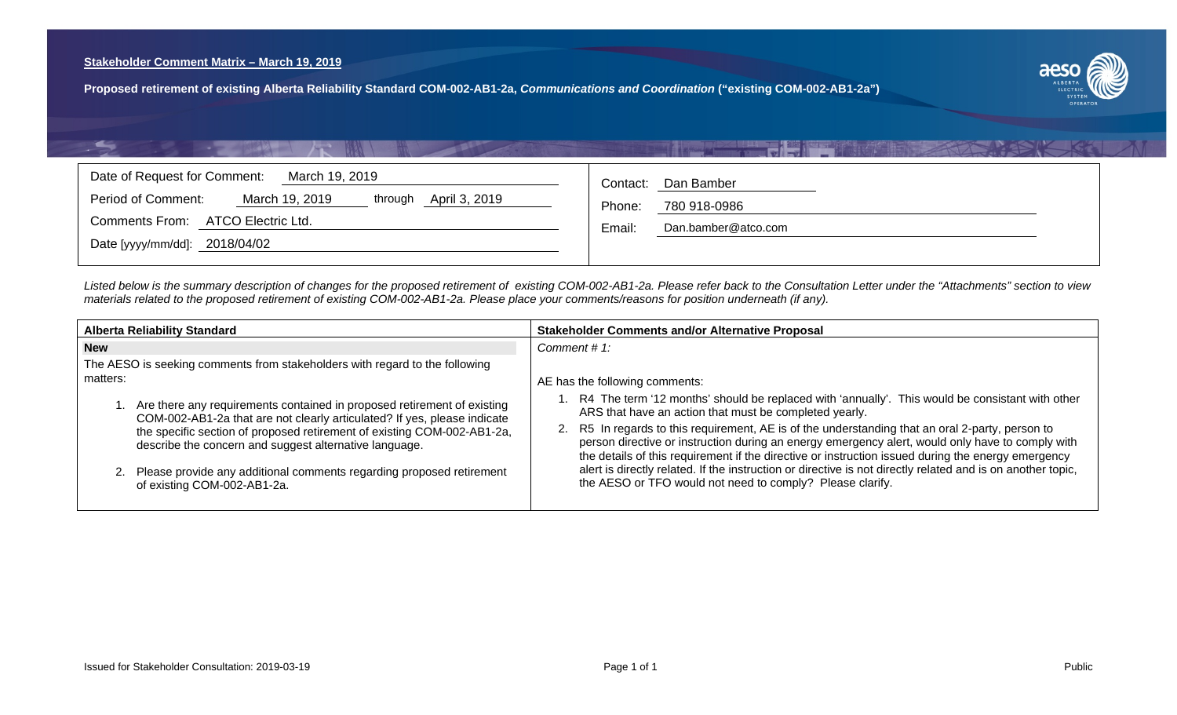**Stakeholder Comment Matrix – March 19, 2019**

**Proposed retirement of existing Alberta Reliability Standard COM-002-AB1-2a, *Communications and Coordination* ("existing COM-002-AB1-2a")**

| | |
|---|---|
| Date of Request for Comment: March 19, 2019 | Contact: Dan Bamber |
| Period of Comment: March 19, 2019 through April 3, 2019 | Phone: 780 918-0986 |
| Comments From: ATCO Electric Ltd. | Email: Dan.bamber@atco.com |
| Date [yyyy/mm/dd]: 2018/04/02 | |

*Listed below is the summary description of changes for the proposed retirement of existing COM-002-AB1-2a. Please refer back to the Consultation Letter under the "Attachments" section to view materials related to the proposed retirement of existing COM-002-AB1-2a. Please place your comments/reasons for position underneath (if any).*

| Alberta Reliability Standard | Stakeholder Comments and/or Alternative Proposal |
|---|---|
| **New**<br>The AESO is seeking comments from stakeholders with regard to the following matters:<br>1. Are there any requirements contained in proposed retirement of existing COM-002-AB1-2a that are not clearly articulated? If yes, please indicate the specific section of proposed retirement of existing COM-002-AB1-2a, describe the concern and suggest alternative language.<br>2. Please provide any additional comments regarding proposed retirement of existing COM-002-AB1-2a. | *Comment # 1:*<br><br>AE has the following comments:<br>1. R4 The term '12 months' should be replaced with 'annually'. This would be consistant with other ARS that have an action that must be completed yearly.<br>2. R5 In regards to this requirement, AE is of the understanding that an oral 2-party, person to person directive or instruction during an energy emergency alert, would only have to comply with the details of this requirement if the directive or instruction issued during the energy emergency alert is directly related. If the instruction or directive is not directly related and is on another topic, the AESO or TFO would not need to comply? Please clarify. |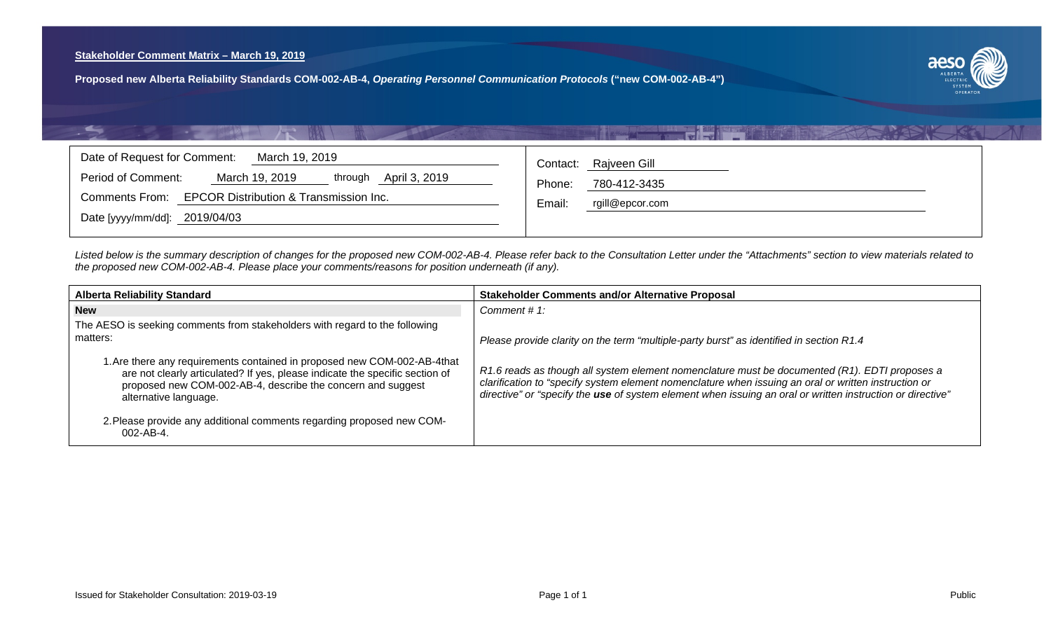**Stakeholder Comment Matrix – March 19, 2019**

**Proposed new Alberta Reliability Standards COM-002-AB-4, *Operating Personnel Communication Protocols* ("new COM-002-AB-4")**

| | |
|---|---|
| Date of Request for Comment: March 19, 2019 | Contact: Rajveen Gill |
| Period of Comment: March 19, 2019 through April 3, 2019 | Phone: 780-412-3435 |
| Comments From: EPCOR Distribution & Transmission Inc. | Email: rgill@epcor.com |
| Date [yyyy/mm/dd]: 2019/04/03 | |

*Listed below is the summary description of changes for the proposed new COM-002-AB-4. Please refer back to the Consultation Letter under the "Attachments" section to view materials related to the proposed new COM-002-AB-4. Please place your comments/reasons for position underneath (if any).*

| Alberta Reliability Standard | Stakeholder Comments and/or Alternative Proposal |
|---|---|
| **New**<br><br>The AESO is seeking comments from stakeholders with regard to the following matters:<br><br>1. Are there any requirements contained in proposed new COM-002-AB-4that are not clearly articulated? If yes, please indicate the specific section of proposed new COM-002-AB-4, describe the concern and suggest alternative language.<br><br>2. Please provide any additional comments regarding proposed new COM-002-AB-4. | *Comment # 1:*<br><br>*Please provide clarity on the term "multiple-party burst" as identified in section R1.4*<br><br>*R1.6 reads as though all system element nomenclature must be documented (R1). EDTI proposes a clarification to "specify system element nomenclature when issuing an oral or written instruction or directive" or "specify the* ***use*** *of system element when issuing an oral or written instruction or directive"* |

Issued for Stakeholder Consultation: 2019-03-19

Public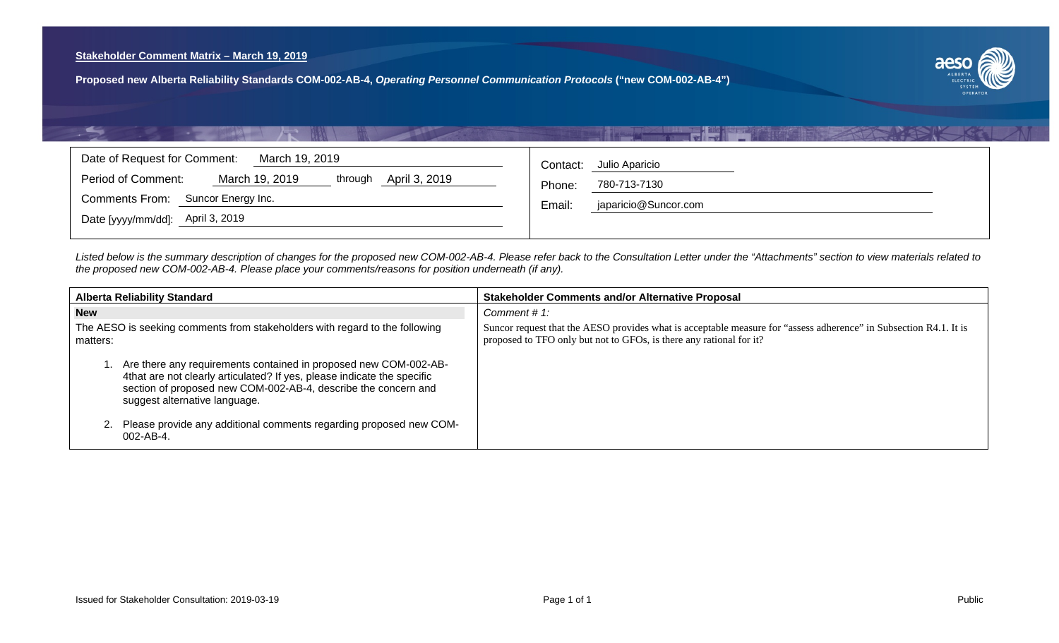**Stakeholder Comment Matrix – March 19, 2019**

**Proposed new Alberta Reliability Standards COM-002-AB-4, *Operating Personnel Communication Protocols* ("new COM-002-AB-4")**

| | |
|---|---|
| Date of Request for Comment: March 19, 2019 | Contact: Julio Aparicio |
| Period of Comment: March 19, 2019 through April 3, 2019 | Phone: 780-713-7130 |
| Comments From: Suncor Energy Inc. | Email: japaricio@Suncor.com |
| Date [yyyy/mm/dd]: April 3, 2019 | |

*Listed below is the summary description of changes for the proposed new COM-002-AB-4. Please refer back to the Consultation Letter under the "Attachments" section to view materials related to the proposed new COM-002-AB-4. Please place your comments/reasons for position underneath (if any).*

| Alberta Reliability Standard | Stakeholder Comments and/or Alternative Proposal |
|---|---|
| **New**<br>The AESO is seeking comments from stakeholders with regard to the following matters:<br>1. Are there any requirements contained in proposed new COM-002-AB-4that are not clearly articulated? If yes, please indicate the specific section of proposed new COM-002-AB-4, describe the concern and suggest alternative language.<br>2. Please provide any additional comments regarding proposed new COM-002-AB-4. | *Comment # 1:*<br>Suncor request that the AESO provides what is acceptable measure for "assess adherence" in Subsection R4.1. It is proposed to TFO only but not to GFOs, is there any rational for it? |

Issued for Stakeholder Consultation: 2019-03-19

Public